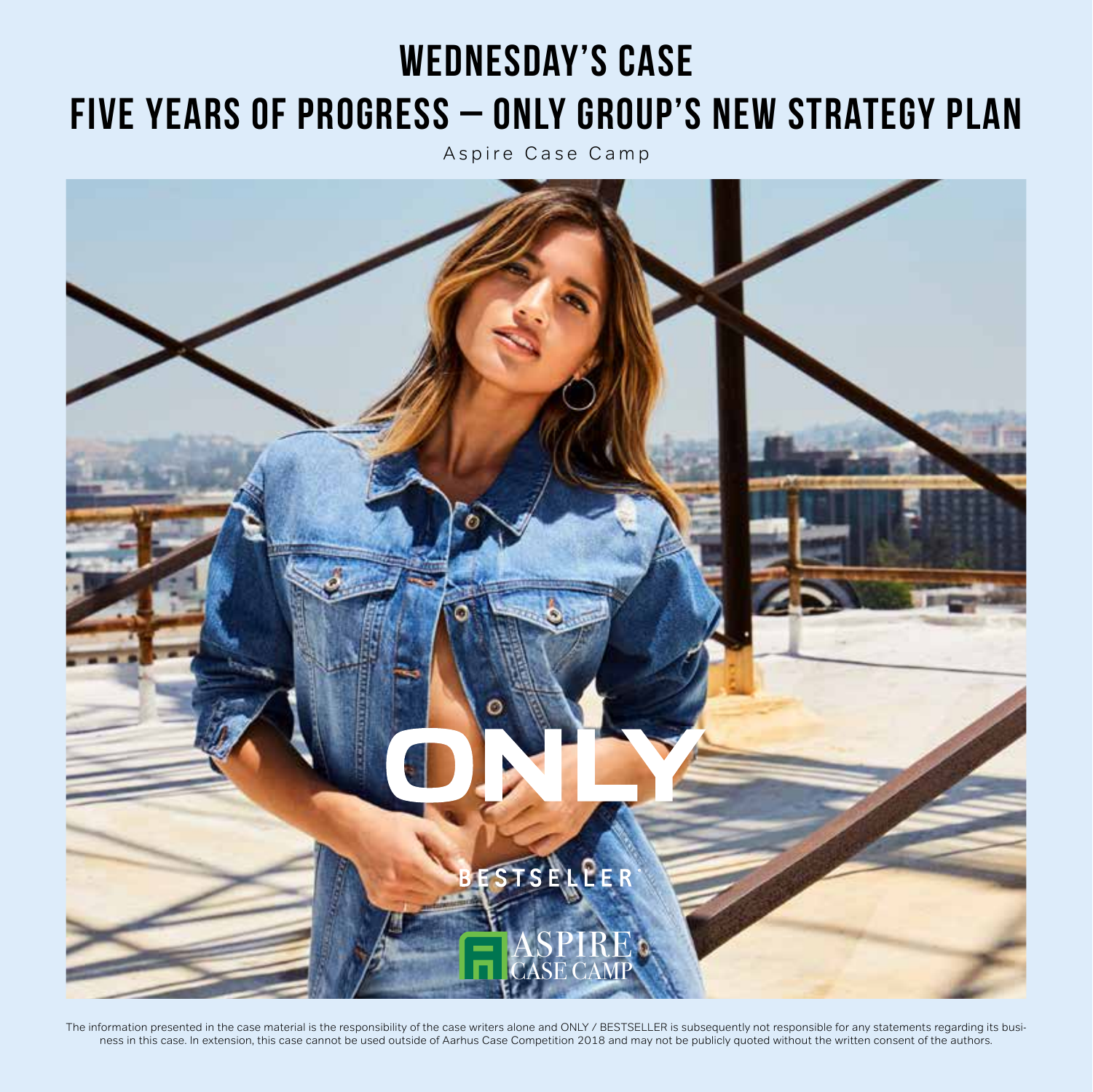# WEDNESDAY'S CASE

# FIVE YEARS OF PROGRESS – ONLY GROUP'S NEW STRATEGY PLAN

Aspire Case Camp

ONLY

BESTSELLER

ASPIRE CASE CAMP

The information presented in the case material is the responsibility of the case writers alone and ONLY / BESTSELLER is subsequently not responsible for any statements regarding its business in this case. In extension, this case cannot be used outside of Aarhus Case Competition 2018 and may not be publicly quoted without the written consent of the authors.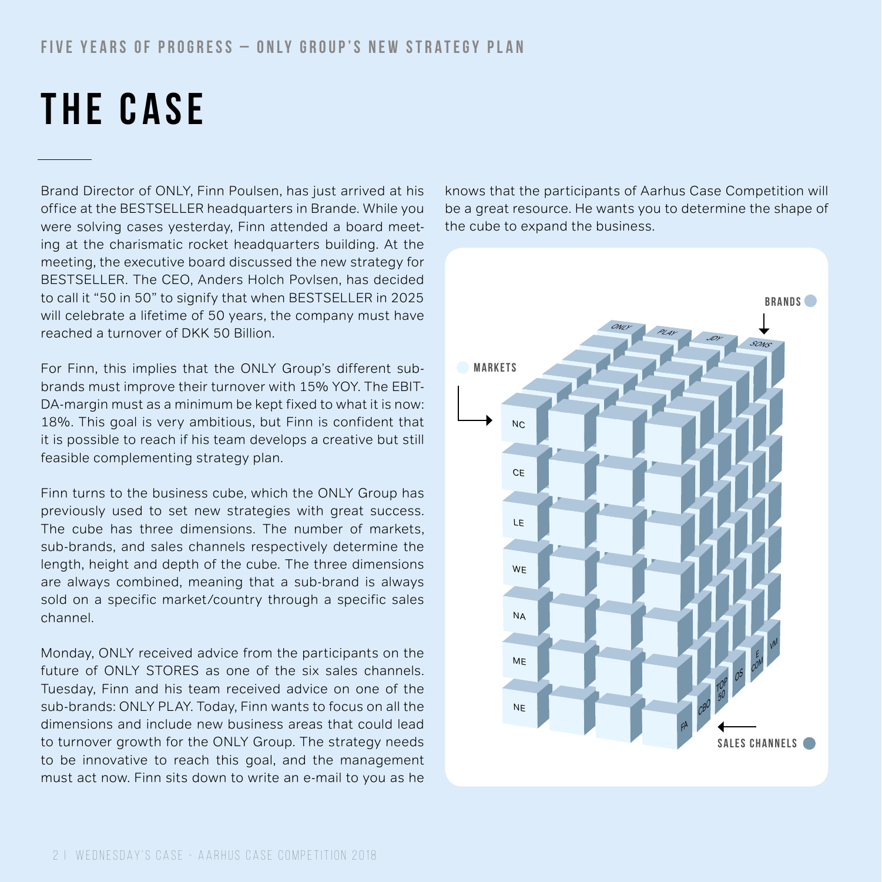# THE CASE

Brand Director of ONLY, Finn Poulsen, has just arrived at his office at the BESTSELLER headquarters in Brande. While you were solving cases yesterday, Finn attended a board meeting at the charismatic rocket headquarters building. At the meeting, the executive board discussed the new strategy for BESTSELLER. The CEO, Anders Holch Povlsen, has decided to call it "50 in 50" to signify that when BESTSELLER in 2025 will celebrate a lifetime of 50 years, the company must have reached a turnover of DKK 50 Billion.

For Finn, this implies that the ONLY Group's different sub-brands must improve their turnover with 15% YOY. The EBITDA-margin must as a minimum be kept fixed to what it is now: 18%. This goal is very ambitious, but Finn is confident that it is possible to reach if his team develops a creative but still feasible complementing strategy plan.

Finn turns to the business cube, which the ONLY Group has previously used to set new strategies with great success. The cube has three dimensions. The number of markets, sub-brands, and sales channels respectively determine the length, height and depth of the cube. The three dimensions are always combined, meaning that a sub-brand is always sold on a specific market/country through a specific sales channel.

Monday, ONLY received advice from the participants on the future of ONLY STORES as one of the six sales channels. Tuesday, Finn and his team received advice on one of the sub-brands: ONLY PLAY. Today, Finn wants to focus on all the dimensions and include new business areas that could lead to turnover growth for the ONLY Group. The strategy needs to be innovative to reach this goal, and the management must act now. Finn sits down to write an e-mail to you as he knows that the participants of Aarhus Case Competition will be a great resource. He wants you to determine the shape of the cube to expand the business.

BRANDS: ONLY, PLAY, JDY, SONS

MARKETS: NC, CE, LE, WE, NA, ME, NE

SALES CHANNELS: FA, CBO, TOP 50, OS, E COM, VM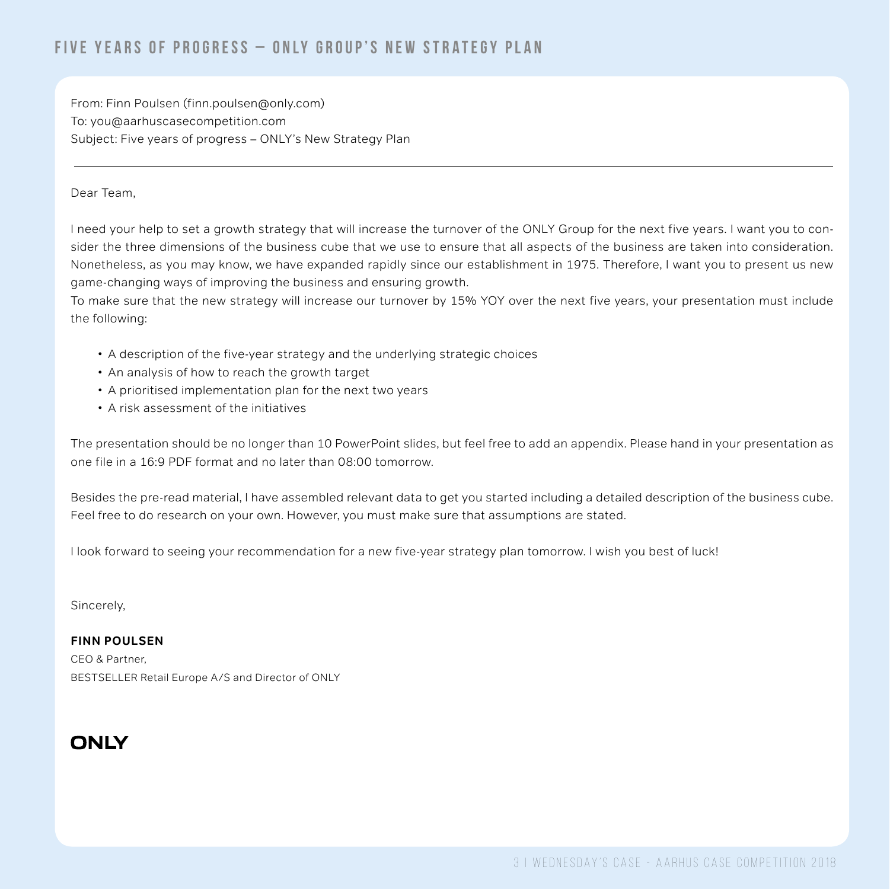# FIVE YEARS OF PROGRESS – ONLY GROUP'S NEW STRATEGY PLAN

From: Finn Poulsen (finn.poulsen@only.com)
To: you@aarhuscasecompetition.com
Subject: Five years of progress – ONLY's New Strategy Plan

---

Dear Team,

I need your help to set a growth strategy that will increase the turnover of the ONLY Group for the next five years. I want you to consider the three dimensions of the business cube that we use to ensure that all aspects of the business are taken into consideration. Nonetheless, as you may know, we have expanded rapidly since our establishment in 1975. Therefore, I want you to present us new game-changing ways of improving the business and ensuring growth.
To make sure that the new strategy will increase our turnover by 15% YOY over the next five years, your presentation must include the following:

- A description of the five-year strategy and the underlying strategic choices
- An analysis of how to reach the growth target
- A prioritised implementation plan for the next two years
- A risk assessment of the initiatives

The presentation should be no longer than 10 PowerPoint slides, but feel free to add an appendix. Please hand in your presentation as one file in a 16:9 PDF format and no later than 08:00 tomorrow.

Besides the pre-read material, I have assembled relevant data to get you started including a detailed description of the business cube. Feel free to do research on your own. However, you must make sure that assumptions are stated.

I look forward to seeing your recommendation for a new five-year strategy plan tomorrow. I wish you best of luck!

Sincerely,

**FINN POULSEN**
CEO & Partner,
BESTSELLER Retail Europe A/S and Director of ONLY

**ONLY**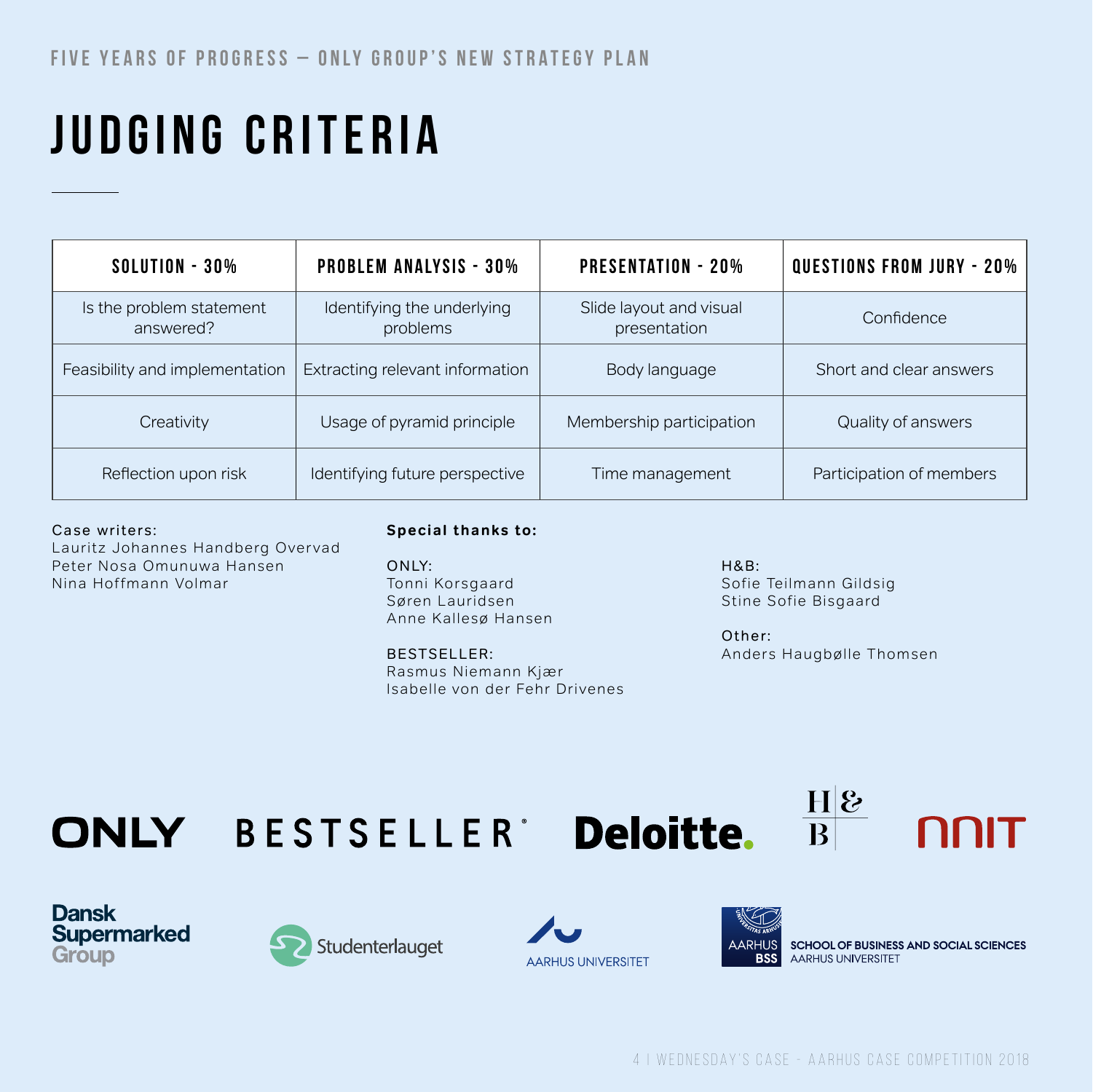# JUDGING CRITERIA

| SOLUTION - 30% | PROBLEM ANALYSIS - 30% | PRESENTATION - 20% | QUESTIONS FROM JURY - 20% |
|---|---|---|---|
| Is the problem statement answered? | Identifying the underlying problems | Slide layout and visual presentation | Confidence |
| Feasibility and implementation | Extracting relevant information | Body language | Short and clear answers |
| Creativity | Usage of pyramid principle | Membership participation | Quality of answers |
| Reflection upon risk | Identifying future perspective | Time management | Participation of members |

Case writers:
Lauritz Johannes Handberg Overvad
Peter Nosa Omunuwa Hansen
Nina Hoffmann Volmar

**Special thanks to:**

ONLY:
Tonni Korsgaard
Søren Lauridsen
Anne Kallesø Hansen

BESTSELLER:
Rasmus Niemann Kjær
Isabelle von der Fehr Drivenes

H&B:
Sofie Teilmann Gildsig
Stine Sofie Bisgaard

Other:
Anders Haugbølle Thomsen